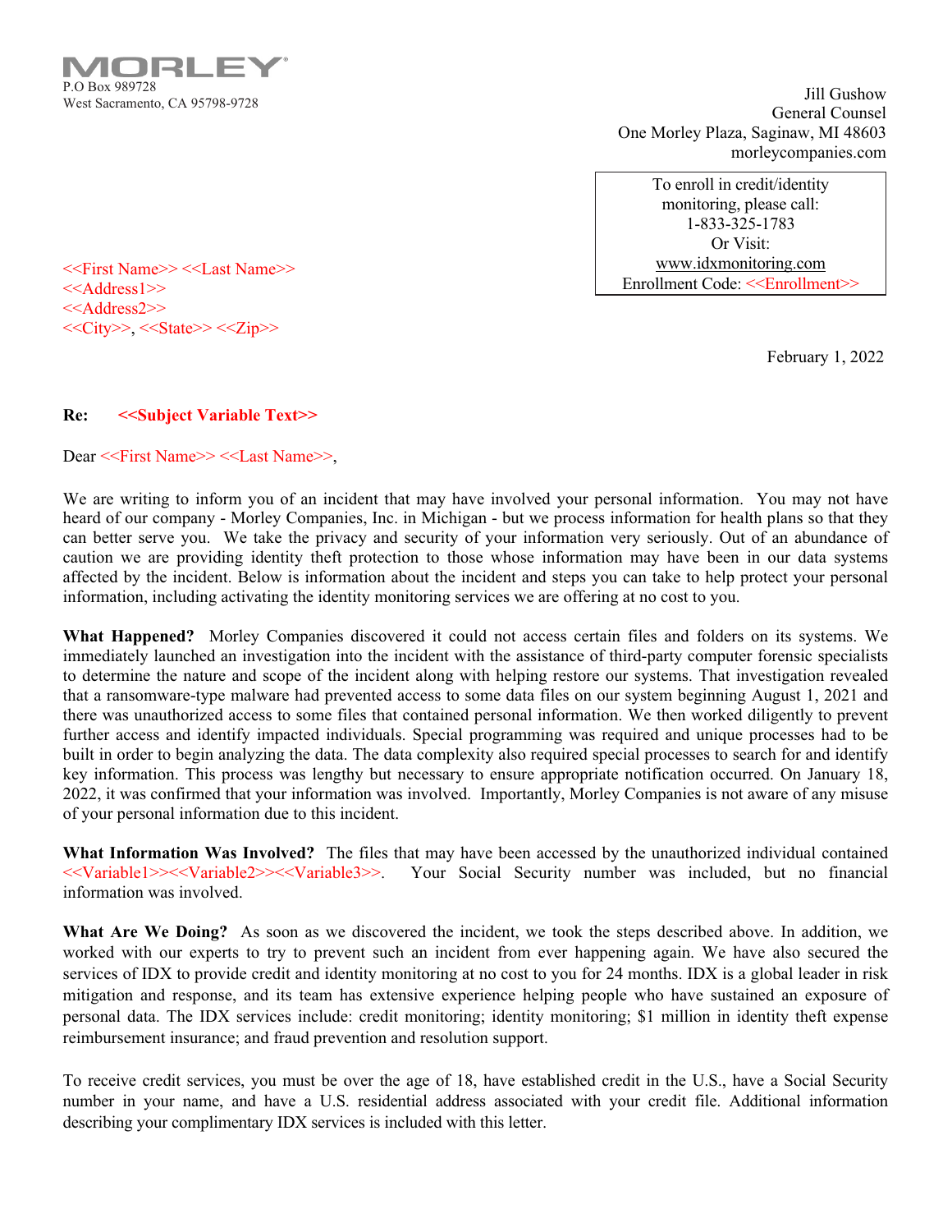MORLEY®
P.O Box 989728
West Sacramento, CA 95798-9728

Jill Gushow
General Counsel
One Morley Plaza, Saginaw, MI 48603
morleycompanies.com

To enroll in credit/identity monitoring, please call:
1-833-325-1783
Or Visit:
www.idxmonitoring.com
Enrollment Code: <<Enrollment>>

<<First Name>> <<Last Name>>
<<Address1>>
<<Address2>>
<<City>>, <<State>> <<Zip>>

February 1, 2022

**Re: <<Subject Variable Text>>**

Dear <<First Name>> <<Last Name>>,

We are writing to inform you of an incident that may have involved your personal information. You may not have heard of our company - Morley Companies, Inc. in Michigan - but we process information for health plans so that they can better serve you. We take the privacy and security of your information very seriously. Out of an abundance of caution we are providing identity theft protection to those whose information may have been in our data systems affected by the incident. Below is information about the incident and steps you can take to help protect your personal information, including activating the identity monitoring services we are offering at no cost to you.

**What Happened?** Morley Companies discovered it could not access certain files and folders on its systems. We immediately launched an investigation into the incident with the assistance of third-party computer forensic specialists to determine the nature and scope of the incident along with helping restore our systems. That investigation revealed that a ransomware-type malware had prevented access to some data files on our system beginning August 1, 2021 and there was unauthorized access to some files that contained personal information. We then worked diligently to prevent further access and identify impacted individuals. Special programming was required and unique processes had to be built in order to begin analyzing the data. The data complexity also required special processes to search for and identify key information. This process was lengthy but necessary to ensure appropriate notification occurred. On January 18, 2022, it was confirmed that your information was involved. Importantly, Morley Companies is not aware of any misuse of your personal information due to this incident.

**What Information Was Involved?** The files that may have been accessed by the unauthorized individual contained <<Variable1>><<Variable2>><<Variable3>>. Your Social Security number was included, but no financial information was involved.

**What Are We Doing?** As soon as we discovered the incident, we took the steps described above. In addition, we worked with our experts to try to prevent such an incident from ever happening again. We have also secured the services of IDX to provide credit and identity monitoring at no cost to you for 24 months. IDX is a global leader in risk mitigation and response, and its team has extensive experience helping people who have sustained an exposure of personal data. The IDX services include: credit monitoring; identity monitoring; $1 million in identity theft expense reimbursement insurance; and fraud prevention and resolution support.

To receive credit services, you must be over the age of 18, have established credit in the U.S., have a Social Security number in your name, and have a U.S. residential address associated with your credit file. Additional information describing your complimentary IDX services is included with this letter.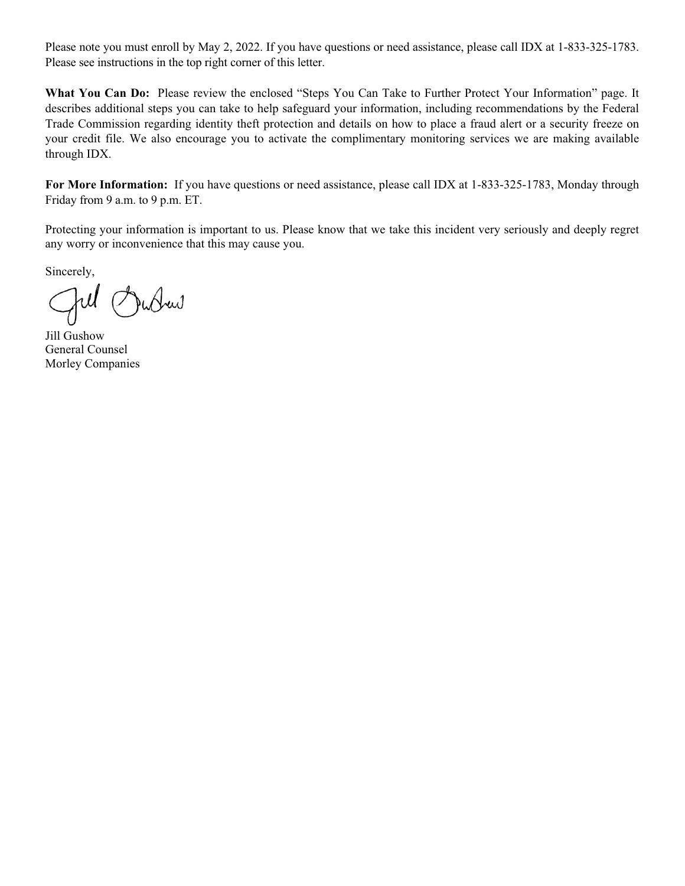Please note you must enroll by May 2, 2022. If you have questions or need assistance, please call IDX at 1-833-325-1783. Please see instructions in the top right corner of this letter.

**What You Can Do:** Please review the enclosed "Steps You Can Take to Further Protect Your Information" page. It describes additional steps you can take to help safeguard your information, including recommendations by the Federal Trade Commission regarding identity theft protection and details on how to place a fraud alert or a security freeze on your credit file. We also encourage you to activate the complimentary monitoring services we are making available through IDX.

**For More Information:** If you have questions or need assistance, please call IDX at 1-833-325-1783, Monday through Friday from 9 a.m. to 9 p.m. ET.

Protecting your information is important to us. Please know that we take this incident very seriously and deeply regret any worry or inconvenience that this may cause you.

Sincerely,

Jill Gushow
General Counsel
Morley Companies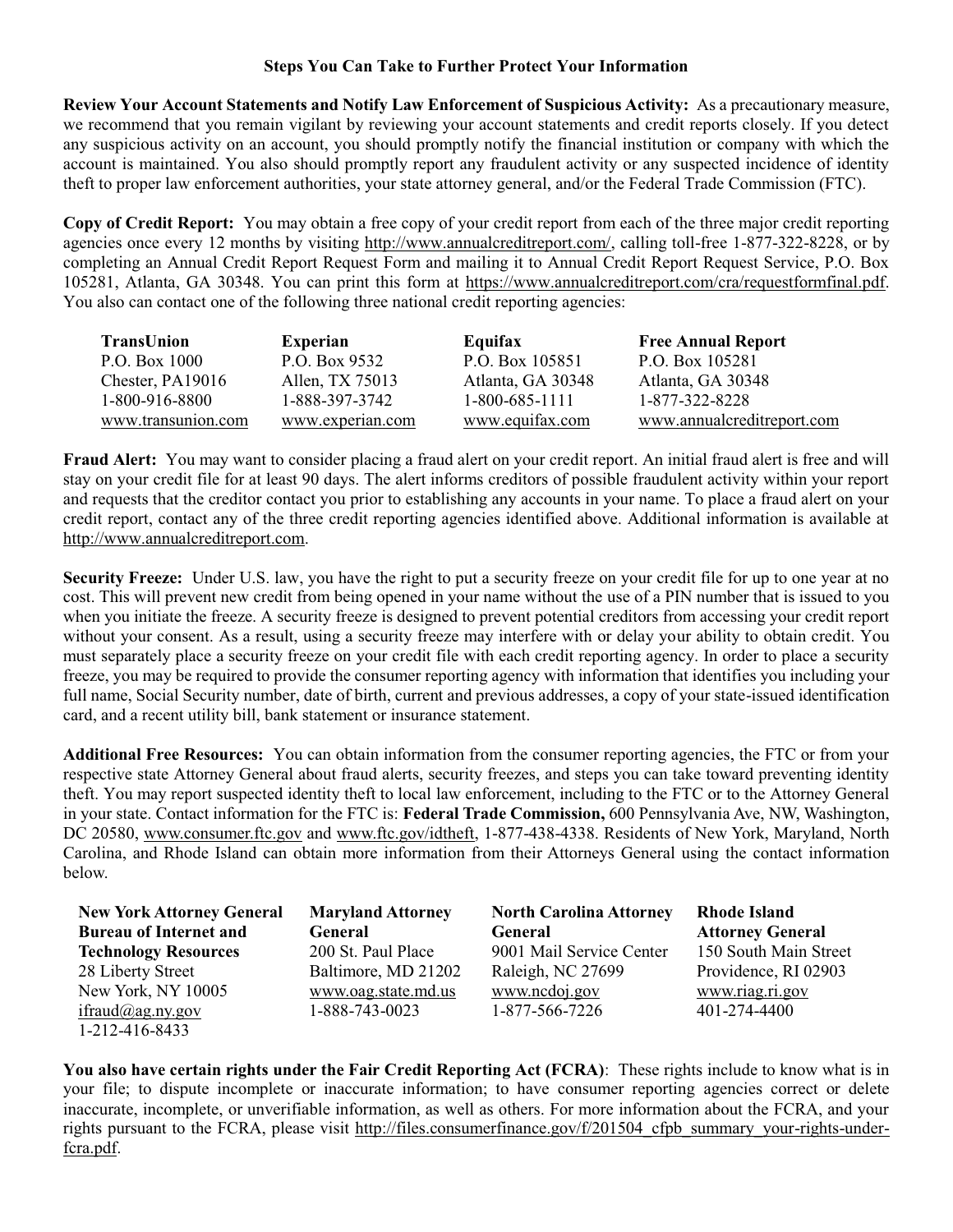**Steps You Can Take to Further Protect Your Information**

**Review Your Account Statements and Notify Law Enforcement of Suspicious Activity:** As a precautionary measure, we recommend that you remain vigilant by reviewing your account statements and credit reports closely. If you detect any suspicious activity on an account, you should promptly notify the financial institution or company with which the account is maintained. You also should promptly report any fraudulent activity or any suspected incidence of identity theft to proper law enforcement authorities, your state attorney general, and/or the Federal Trade Commission (FTC).

**Copy of Credit Report:** You may obtain a free copy of your credit report from each of the three major credit reporting agencies once every 12 months by visiting http://www.annualcreditreport.com/, calling toll-free 1-877-322-8228, or by completing an Annual Credit Report Request Form and mailing it to Annual Credit Report Request Service, P.O. Box 105281, Atlanta, GA 30348. You can print this form at https://www.annualcreditreport.com/cra/requestformfinal.pdf. You also can contact one of the following three national credit reporting agencies:

| **TransUnion** | **Experian** | **Equifax** | **Free Annual Report** |
|---|---|---|---|
| P.O. Box 1000 | P.O. Box 9532 | P.O. Box 105851 | P.O. Box 105281 |
| Chester, PA19016 | Allen, TX 75013 | Atlanta, GA 30348 | Atlanta, GA 30348 |
| 1-800-916-8800 | 1-888-397-3742 | 1-800-685-1111 | 1-877-322-8228 |
| www.transunion.com | www.experian.com | www.equifax.com | www.annualcreditreport.com |

**Fraud Alert:** You may want to consider placing a fraud alert on your credit report. An initial fraud alert is free and will stay on your credit file for at least 90 days. The alert informs creditors of possible fraudulent activity within your report and requests that the creditor contact you prior to establishing any accounts in your name. To place a fraud alert on your credit report, contact any of the three credit reporting agencies identified above. Additional information is available at http://www.annualcreditreport.com.

**Security Freeze:** Under U.S. law, you have the right to put a security freeze on your credit file for up to one year at no cost. This will prevent new credit from being opened in your name without the use of a PIN number that is issued to you when you initiate the freeze. A security freeze is designed to prevent potential creditors from accessing your credit report without your consent. As a result, using a security freeze may interfere with or delay your ability to obtain credit. You must separately place a security freeze on your credit file with each credit reporting agency. In order to place a security freeze, you may be required to provide the consumer reporting agency with information that identifies you including your full name, Social Security number, date of birth, current and previous addresses, a copy of your state-issued identification card, and a recent utility bill, bank statement or insurance statement.

**Additional Free Resources:** You can obtain information from the consumer reporting agencies, the FTC or from your respective state Attorney General about fraud alerts, security freezes, and steps you can take toward preventing identity theft. You may report suspected identity theft to local law enforcement, including to the FTC or to the Attorney General in your state. Contact information for the FTC is: **Federal Trade Commission,** 600 Pennsylvania Ave, NW, Washington, DC 20580, www.consumer.ftc.gov and www.ftc.gov/idtheft, 1-877-438-4338. Residents of New York, Maryland, North Carolina, and Rhode Island can obtain more information from their Attorneys General using the contact information below.

| **New York Attorney General Bureau of Internet and Technology Resources** | **Maryland Attorney General** | **North Carolina Attorney General** | **Rhode Island Attorney General** |
|---|---|---|---|
| 28 Liberty Street | 200 St. Paul Place | 9001 Mail Service Center | 150 South Main Street |
| New York, NY 10005 | Baltimore, MD 21202 | Raleigh, NC 27699 | Providence, RI 02903 |
| ifraud@ag.ny.gov | www.oag.state.md.us | www.ncdoj.gov | www.riag.ri.gov |
| 1-212-416-8433 | 1-888-743-0023 | 1-877-566-7226 | 401-274-4400 |

**You also have certain rights under the Fair Credit Reporting Act (FCRA)**: These rights include to know what is in your file; to dispute incomplete or inaccurate information; to have consumer reporting agencies correct or delete inaccurate, incomplete, or unverifiable information, as well as others. For more information about the FCRA, and your rights pursuant to the FCRA, please visit http://files.consumerfinance.gov/f/201504_cfpb_summary_your-rights-under-fcra.pdf.